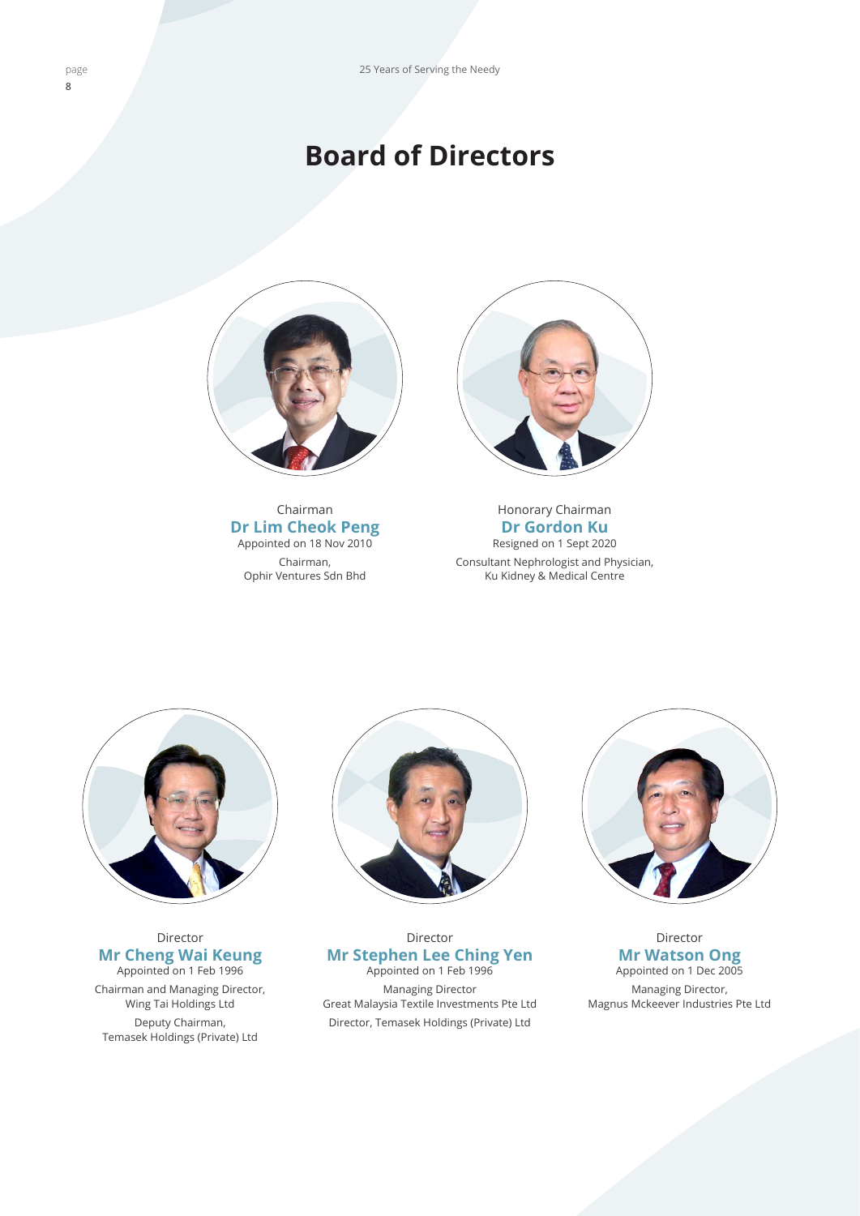# Board of Directors

Chairman
**Dr Lim Cheok Peng**
Appointed on 18 Nov 2010

Chairman,
Ophir Ventures Sdn Bhd

Honorary Chairman
**Dr Gordon Ku**
Resigned on 1 Sept 2020

Consultant Nephrologist and Physician,
Ku Kidney & Medical Centre

Director
**Mr Cheng Wai Keung**
Appointed on 1 Feb 1996

Chairman and Managing Director,
Wing Tai Holdings Ltd

Deputy Chairman,
Temasek Holdings (Private) Ltd

Director
**Mr Stephen Lee Ching Yen**
Appointed on 1 Feb 1996

Managing Director
Great Malaysia Textile Investments Pte Ltd

Director, Temasek Holdings (Private) Ltd

Director
**Mr Watson Ong**
Appointed on 1 Dec 2005

Managing Director,
Magnus Mckeever Industries Pte Ltd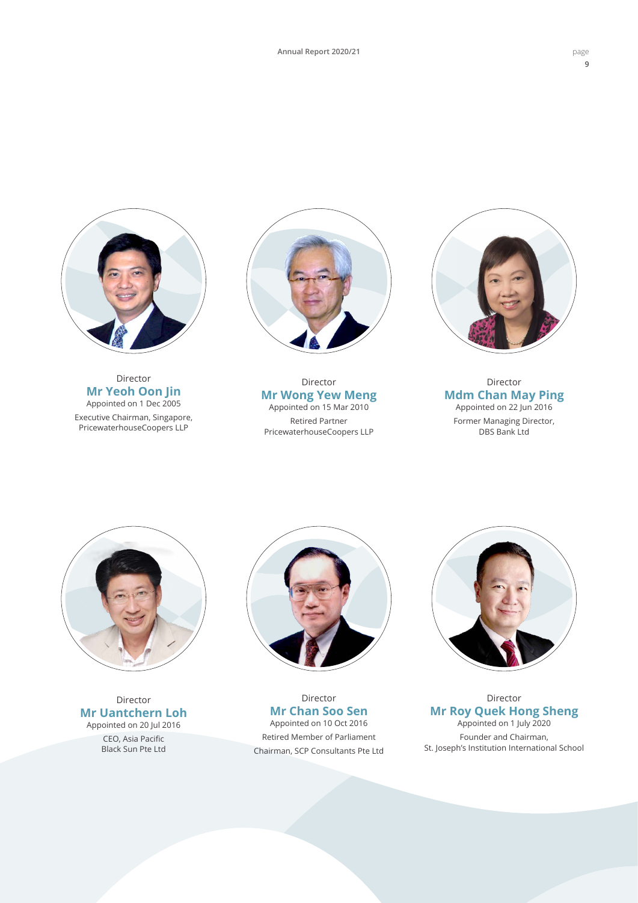Director

**Mr Yeoh Oon Jin**

Appointed on 1 Dec 2005

Executive Chairman, Singapore, PricewaterhouseCoopers LLP

Director

**Mr Wong Yew Meng**

Appointed on 15 Mar 2010

Retired Partner PricewaterhouseCoopers LLP

Director

**Mdm Chan May Ping**

Appointed on 22 Jun 2016

Former Managing Director, DBS Bank Ltd

Director

**Mr Uantchern Loh**

Appointed on 20 Jul 2016

CEO, Asia Pacific Black Sun Pte Ltd

Director

**Mr Chan Soo Sen**

Appointed on 10 Oct 2016

Retired Member of Parliament

Chairman, SCP Consultants Pte Ltd

Director

**Mr Roy Quek Hong Sheng**

Appointed on 1 July 2020

Founder and Chairman, St. Joseph's Institution International School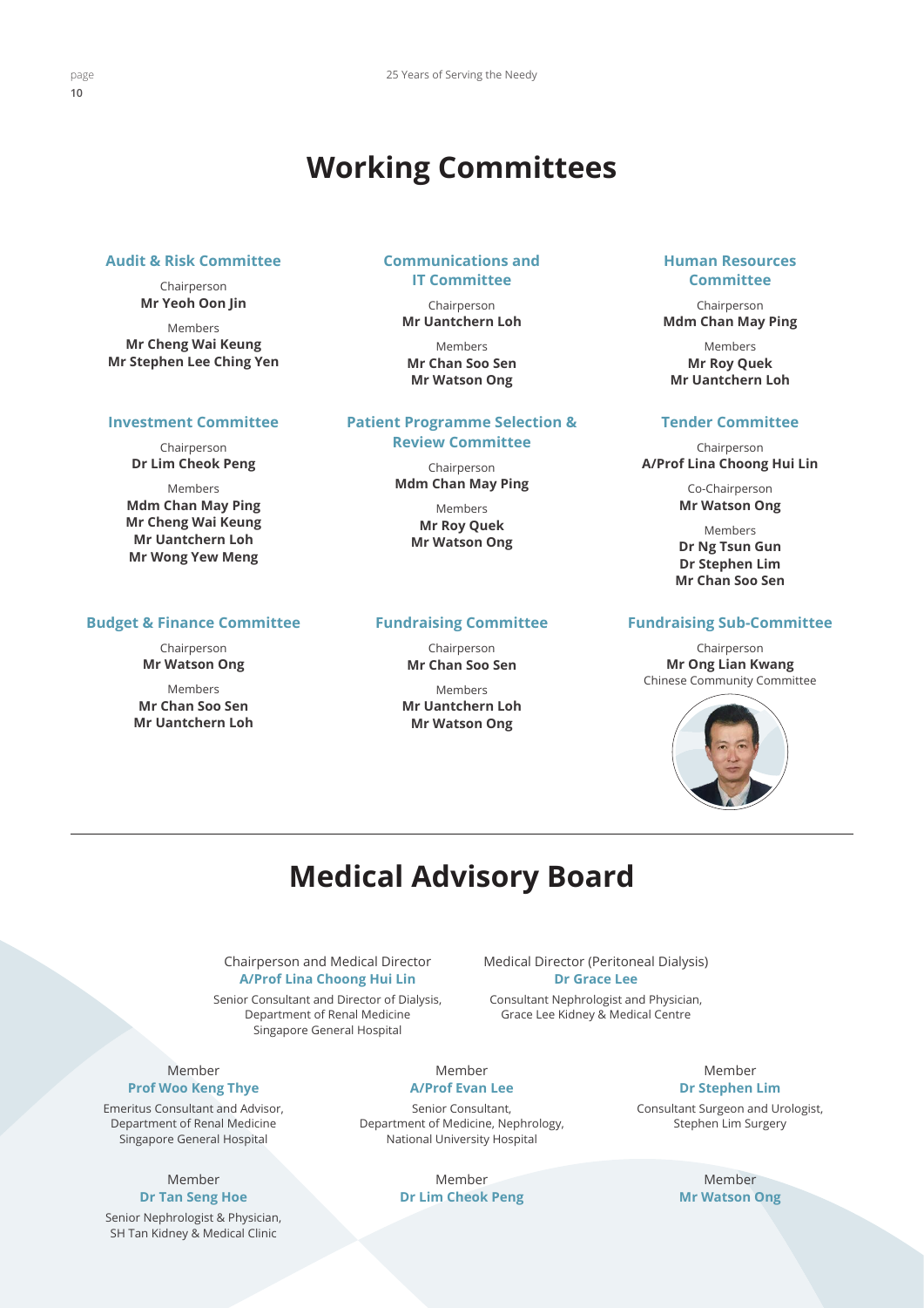# Working Committees

### Audit & Risk Committee

Chairperson
**Mr Yeoh Oon Jin**

Members
**Mr Cheng Wai Keung**
**Mr Stephen Lee Ching Yen**

### Communications and IT Committee

Chairperson
**Mr Uantchern Loh**

Members
**Mr Chan Soo Sen**
**Mr Watson Ong**

### Human Resources Committee

Chairperson
**Mdm Chan May Ping**

Members
**Mr Roy Quek**
**Mr Uantchern Loh**

### Investment Committee

Chairperson
**Dr Lim Cheok Peng**

Members
**Mdm Chan May Ping**
**Mr Cheng Wai Keung**
**Mr Uantchern Loh**
**Mr Wong Yew Meng**

### Patient Programme Selection & Review Committee

Chairperson
**Mdm Chan May Ping**

Members
**Mr Roy Quek**
**Mr Watson Ong**

### Tender Committee

Chairperson
**A/Prof Lina Choong Hui Lin**

Co-Chairperson
**Mr Watson Ong**

Members
**Dr Ng Tsun Gun**
**Dr Stephen Lim**
**Mr Chan Soo Sen**

### Budget & Finance Committee

Chairperson
**Mr Watson Ong**

Members
**Mr Chan Soo Sen**
**Mr Uantchern Loh**

### Fundraising Committee

Chairperson
**Mr Chan Soo Sen**

Members
**Mr Uantchern Loh**
**Mr Watson Ong**

### Fundraising Sub-Committee

Chairperson
**Mr Ong Lian Kwang**
Chinese Community Committee

# Medical Advisory Board

Chairperson and Medical Director
**A/Prof Lina Choong Hui Lin**
Senior Consultant and Director of Dialysis,
Department of Renal Medicine
Singapore General Hospital

Medical Director (Peritoneal Dialysis)
**Dr Grace Lee**
Consultant Nephrologist and Physician,
Grace Lee Kidney & Medical Centre

Member
**Prof Woo Keng Thye**
Emeritus Consultant and Advisor,
Department of Renal Medicine
Singapore General Hospital

Member
**A/Prof Evan Lee**
Senior Consultant,
Department of Medicine, Nephrology,
National University Hospital

Member
**Dr Stephen Lim**
Consultant Surgeon and Urologist,
Stephen Lim Surgery

Member
**Dr Tan Seng Hoe**
Senior Nephrologist & Physician,
SH Tan Kidney & Medical Clinic

Member
**Dr Lim Cheok Peng**

Member
**Mr Watson Ong**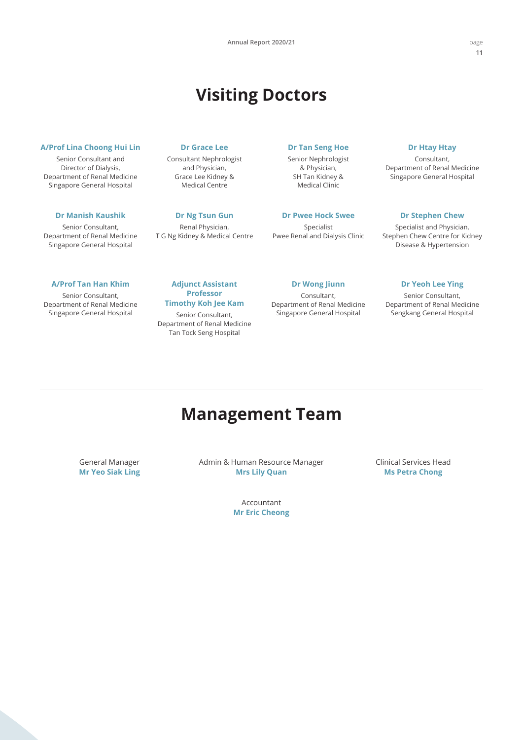# Visiting Doctors

**A/Prof Lina Choong Hui Lin**
Senior Consultant and Director of Dialysis, Department of Renal Medicine Singapore General Hospital

**Dr Grace Lee**
Consultant Nephrologist and Physician, Grace Lee Kidney & Medical Centre

**Dr Tan Seng Hoe**
Senior Nephrologist & Physician, SH Tan Kidney & Medical Clinic

**Dr Htay Htay**
Consultant, Department of Renal Medicine Singapore General Hospital

**Dr Manish Kaushik**
Senior Consultant, Department of Renal Medicine Singapore General Hospital

**Dr Ng Tsun Gun**
Renal Physician, T G Ng Kidney & Medical Centre

**Dr Pwee Hock Swee**
Specialist Pwee Renal and Dialysis Clinic

**Dr Stephen Chew**
Specialist and Physician, Stephen Chew Centre for Kidney Disease & Hypertension

**A/Prof Tan Han Khim**
Senior Consultant, Department of Renal Medicine Singapore General Hospital

**Adjunct Assistant Professor Timothy Koh Jee Kam**
Senior Consultant, Department of Renal Medicine Tan Tock Seng Hospital

**Dr Wong Jiunn**
Consultant, Department of Renal Medicine Singapore General Hospital

**Dr Yeoh Lee Ying**
Senior Consultant, Department of Renal Medicine Sengkang General Hospital

---

# Management Team

General Manager
**Mr Yeo Siak Ling**

Admin & Human Resource Manager
**Mrs Lily Quan**

Clinical Services Head
**Ms Petra Chong**

Accountant
**Mr Eric Cheong**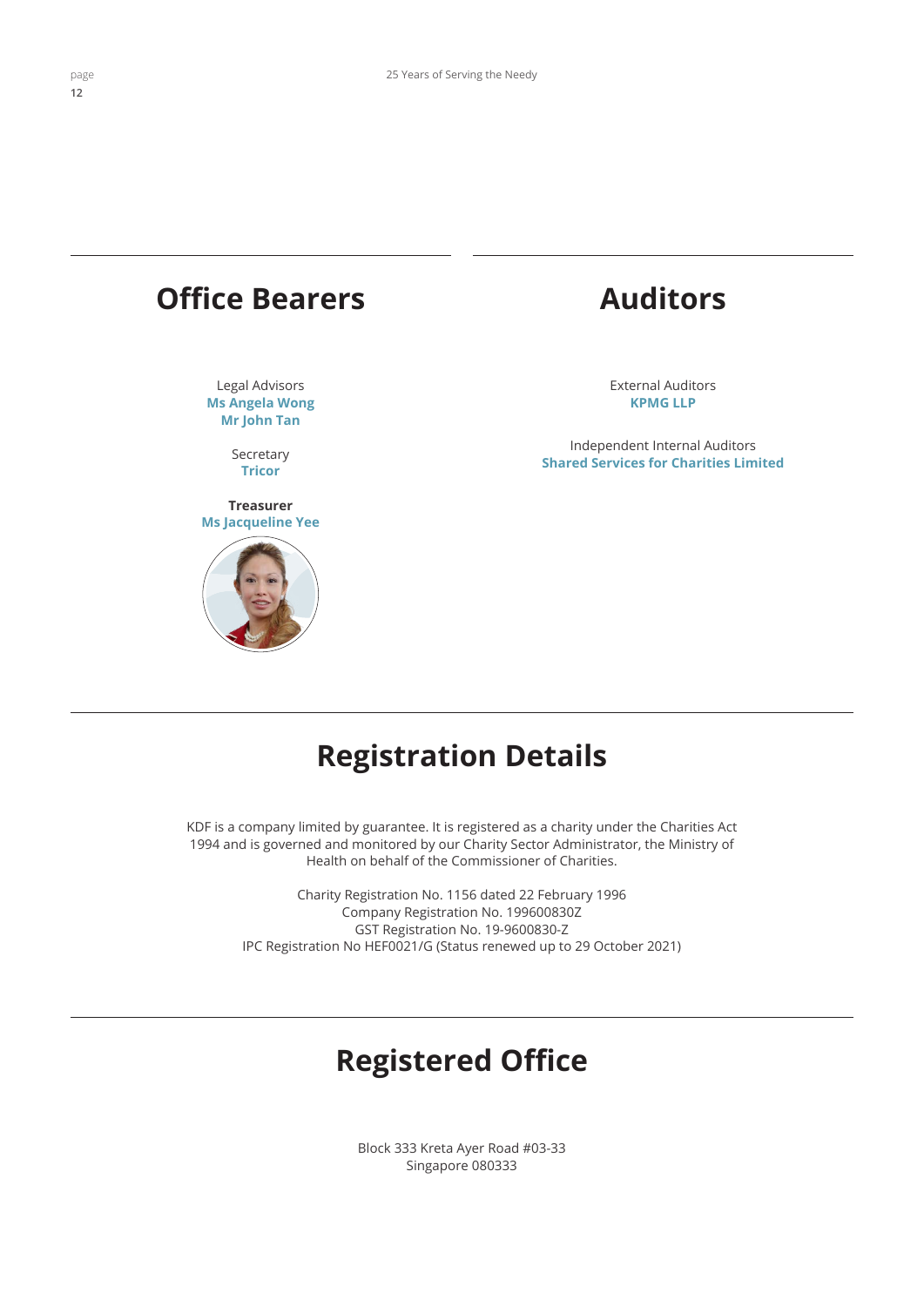# Office Bearers

Legal Advisors
**Ms Angela Wong**
**Mr John Tan**

Secretary
**Tricor**

**Treasurer**
**Ms Jacqueline Yee**

# Auditors

External Auditors
**KPMG LLP**

Independent Internal Auditors
**Shared Services for Charities Limited**

# Registration Details

KDF is a company limited by guarantee. It is registered as a charity under the Charities Act 1994 and is governed and monitored by our Charity Sector Administrator, the Ministry of Health on behalf of the Commissioner of Charities.

Charity Registration No. 1156 dated 22 February 1996
Company Registration No. 199600830Z
GST Registration No. 19-9600830-Z
IPC Registration No HEF0021/G (Status renewed up to 29 October 2021)

# Registered Office

Block 333 Kreta Ayer Road #03-33
Singapore 080333